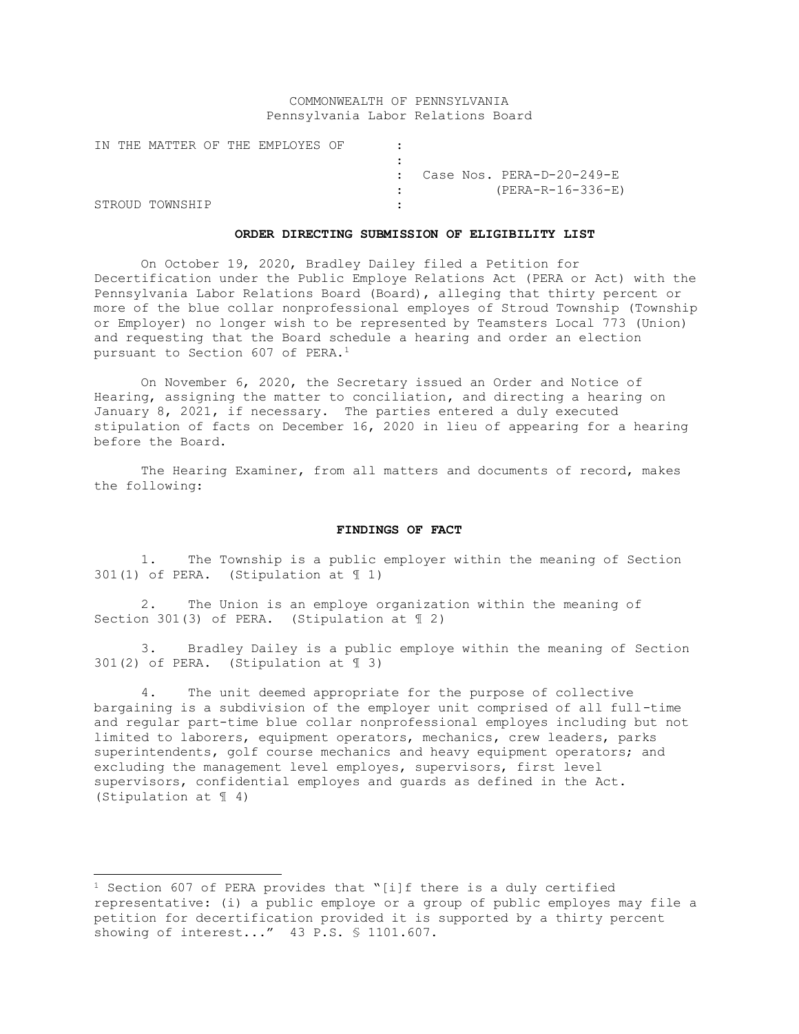COMMONWEALTH OF PENNSYLVANIA
Pennsylvania Labor Relations Board

IN THE MATTER OF THE EMPLOYES OF :
:
: Case Nos. PERA-D-20-249-E
: (PERA-R-16-336-E)
STROUD TOWNSHIP :

**ORDER DIRECTING SUBMISSION OF ELIGIBILITY LIST**

On October 19, 2020, Bradley Dailey filed a Petition for Decertification under the Public Employe Relations Act (PERA or Act) with the Pennsylvania Labor Relations Board (Board), alleging that thirty percent or more of the blue collar nonprofessional employes of Stroud Township (Township or Employer) no longer wish to be represented by Teamsters Local 773 (Union) and requesting that the Board schedule a hearing and order an election pursuant to Section 607 of PERA.[1]

On November 6, 2020, the Secretary issued an Order and Notice of Hearing, assigning the matter to conciliation, and directing a hearing on January 8, 2021, if necessary. The parties entered a duly executed stipulation of facts on December 16, 2020 in lieu of appearing for a hearing before the Board.

The Hearing Examiner, from all matters and documents of record, makes the following:

**FINDINGS OF FACT**

1. The Township is a public employer within the meaning of Section 301(1) of PERA. (Stipulation at ¶ 1)

2. The Union is an employe organization within the meaning of Section 301(3) of PERA. (Stipulation at ¶ 2)

3. Bradley Dailey is a public employe within the meaning of Section 301(2) of PERA. (Stipulation at ¶ 3)

4. The unit deemed appropriate for the purpose of collective bargaining is a subdivision of the employer unit comprised of all full-time and regular part-time blue collar nonprofessional employes including but not limited to laborers, equipment operators, mechanics, crew leaders, parks superintendents, golf course mechanics and heavy equipment operators; and excluding the management level employes, supervisors, first level supervisors, confidential employes and guards as defined in the Act. (Stipulation at ¶ 4)

---

[1] Section 607 of PERA provides that "[i]f there is a duly certified representative: (i) a public employe or a group of public employes may file a petition for decertification provided it is supported by a thirty percent showing of interest..." 43 P.S. § 1101.607.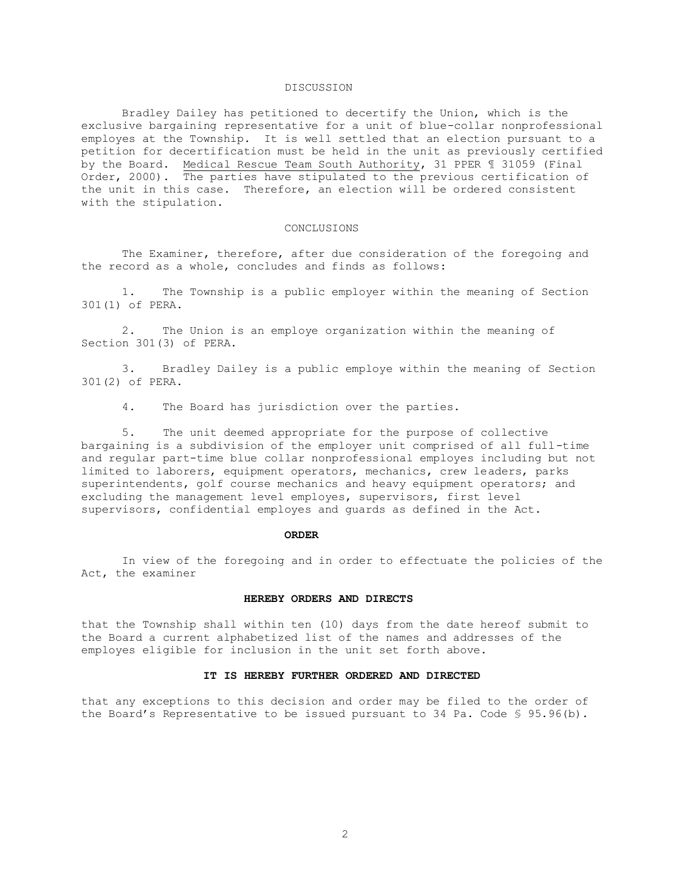## DISCUSSION

Bradley Dailey has petitioned to decertify the Union, which is the exclusive bargaining representative for a unit of blue-collar nonprofessional employes at the Township. It is well settled that an election pursuant to a petition for decertification must be held in the unit as previously certified by the Board. Medical Rescue Team South Authority, 31 PPER ¶ 31059 (Final Order, 2000). The parties have stipulated to the previous certification of the unit in this case. Therefore, an election will be ordered consistent with the stipulation.

## CONCLUSIONS

The Examiner, therefore, after due consideration of the foregoing and the record as a whole, concludes and finds as follows:

1. The Township is a public employer within the meaning of Section 301(1) of PERA.

2. The Union is an employe organization within the meaning of Section 301(3) of PERA.

3. Bradley Dailey is a public employe within the meaning of Section 301(2) of PERA.

4. The Board has jurisdiction over the parties.

5. The unit deemed appropriate for the purpose of collective bargaining is a subdivision of the employer unit comprised of all full-time and regular part-time blue collar nonprofessional employes including but not limited to laborers, equipment operators, mechanics, crew leaders, parks superintendents, golf course mechanics and heavy equipment operators; and excluding the management level employes, supervisors, first level supervisors, confidential employes and guards as defined in the Act.

## ORDER

In view of the foregoing and in order to effectuate the policies of the Act, the examiner

**HEREBY ORDERS AND DIRECTS**

that the Township shall within ten (10) days from the date hereof submit to the Board a current alphabetized list of the names and addresses of the employes eligible for inclusion in the unit set forth above.

**IT IS HEREBY FURTHER ORDERED AND DIRECTED**

that any exceptions to this decision and order may be filed to the order of the Board's Representative to be issued pursuant to 34 Pa. Code § 95.96(b).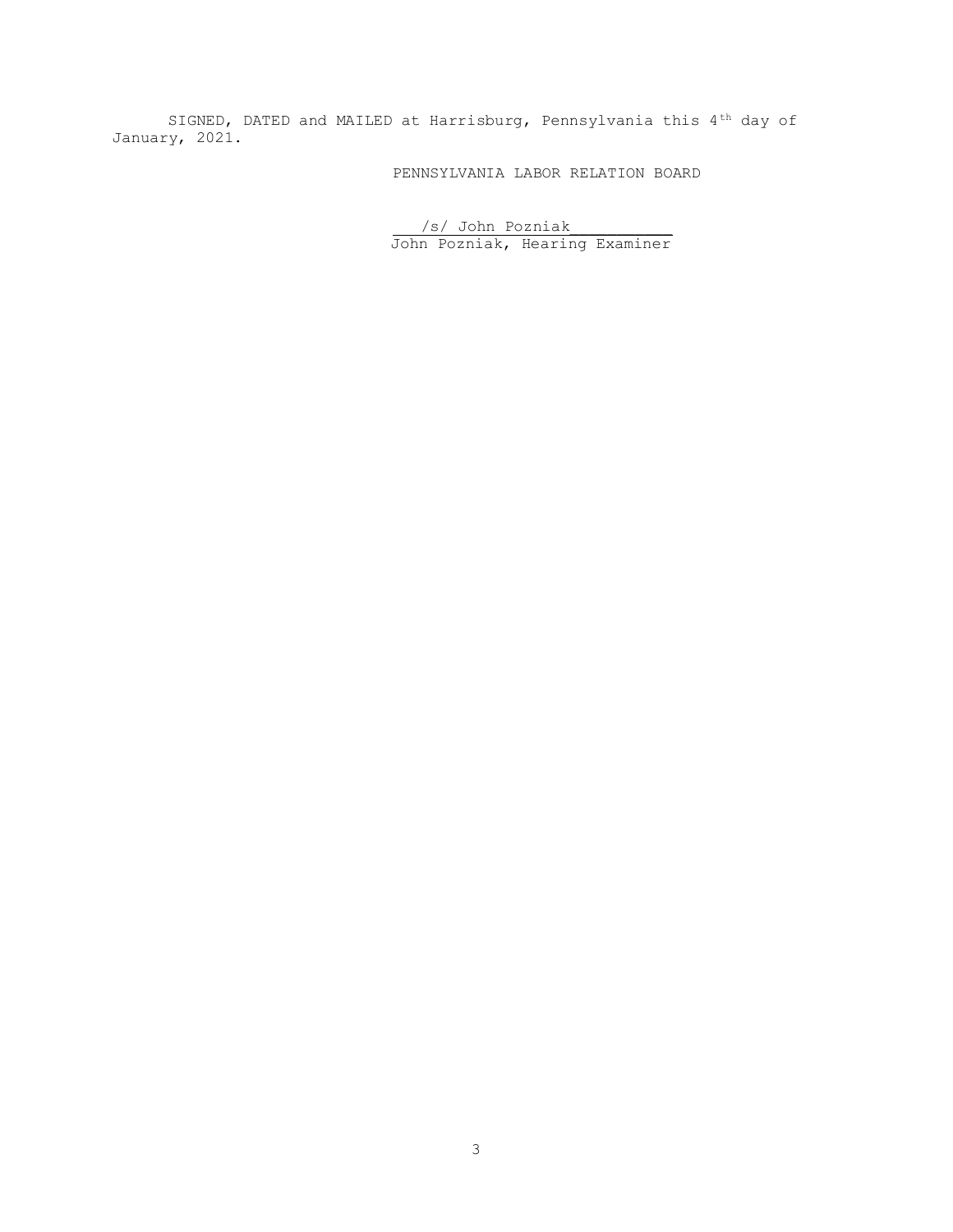SIGNED, DATED and MAILED at Harrisburg, Pennsylvania this 4th day of January, 2021.

PENNSYLVANIA LABOR RELATION BOARD

/s/ John Pozniak

John Pozniak, Hearing Examiner